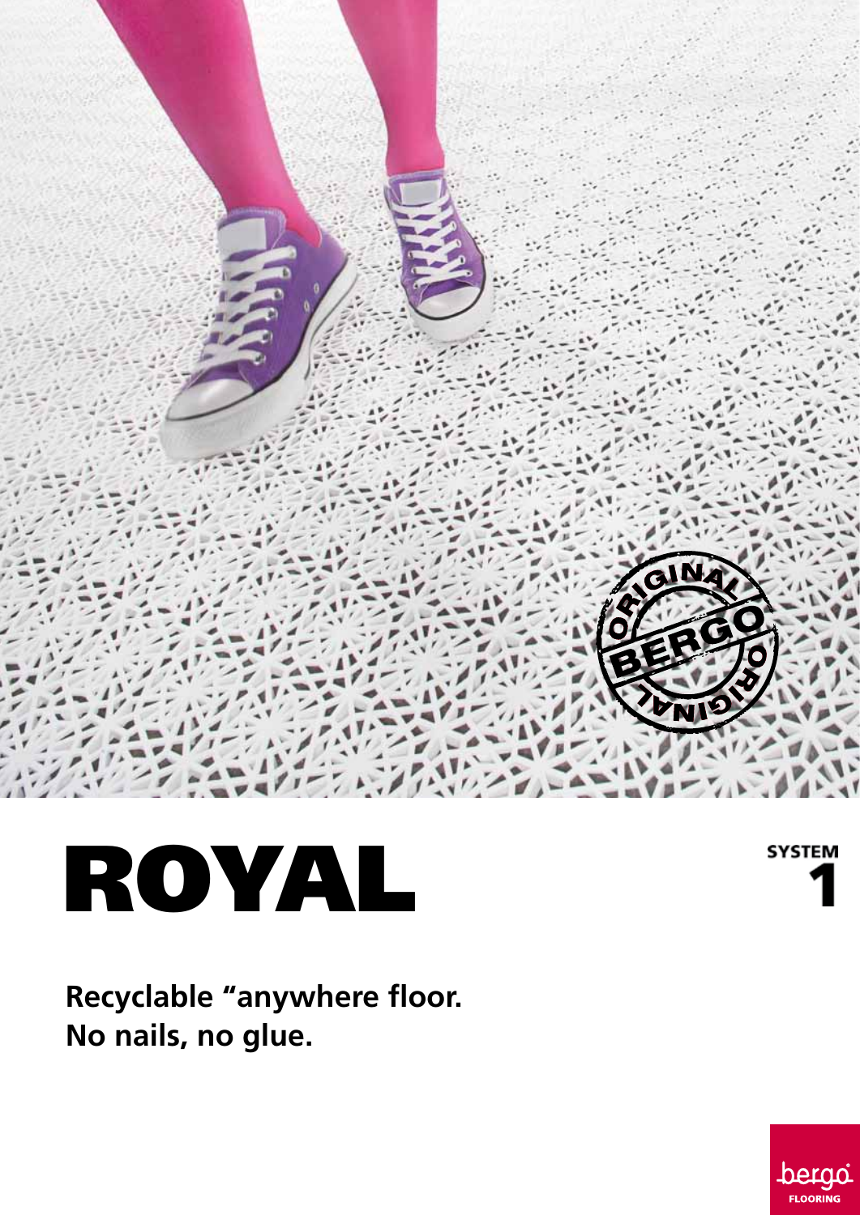# ROYAL

SYSTEM
1

**Recyclable "anywhere floor.**
**No nails, no glue.**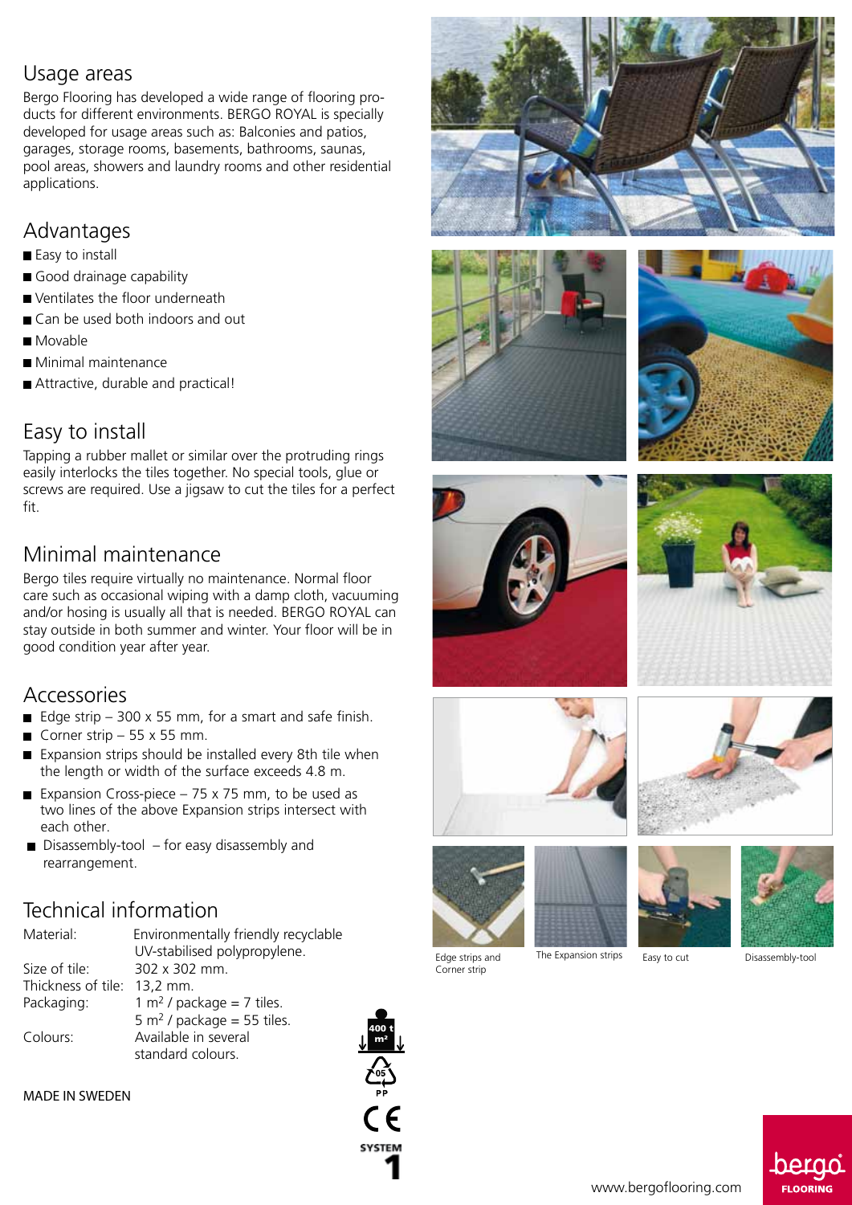## Usage areas

Bergo Flooring has developed a wide range of flooring products for different environments. BERGO ROYAL is specially developed for usage areas such as: Balconies and patios, garages, storage rooms, basements, bathrooms, saunas, pool areas, showers and laundry rooms and other residential applications.

## Advantages

- Easy to install
- Good drainage capability
- Ventilates the floor underneath
- Can be used both indoors and out
- Movable
- Minimal maintenance
- Attractive, durable and practical!

## Easy to install

Tapping a rubber mallet or similar over the protruding rings easily interlocks the tiles together. No special tools, glue or screws are required. Use a jigsaw to cut the tiles for a perfect fit.

## Minimal maintenance

Bergo tiles require virtually no maintenance. Normal floor care such as occasional wiping with a damp cloth, vacuuming and/or hosing is usually all that is needed. BERGO ROYAL can stay outside in both summer and winter. Your floor will be in good condition year after year.

## Accessories

- Edge strip – 300 x 55 mm, for a smart and safe finish.
- Corner strip – 55 x 55 mm.
- Expansion strips should be installed every 8th tile when the length or width of the surface exceeds 4.8 m.
- Expansion Cross-piece – 75 x 75 mm, to be used as two lines of the above Expansion strips intersect with each other.
- Disassembly-tool – for easy disassembly and rearrangement.

## Technical information

| | |
|---|---|
| Material: | Environmentally friendly recyclable UV-stabilised polypropylene. |
| Size of tile: | 302 x 302 mm. |
| Thickness of tile: | 13,2 mm. |
| Packaging: | 1 m² / package = 7 tiles. 5 m² / package = 55 tiles. |
| Colours: | Available in several standard colours. |

400 t m²

05 PP

CE

SYSTEM 1

MADE IN SWEDEN

Edge strips and Corner strip

The Expansion strips

Easy to cut

Disassembly-tool

www.bergoflooring.com

bergo FLOORING